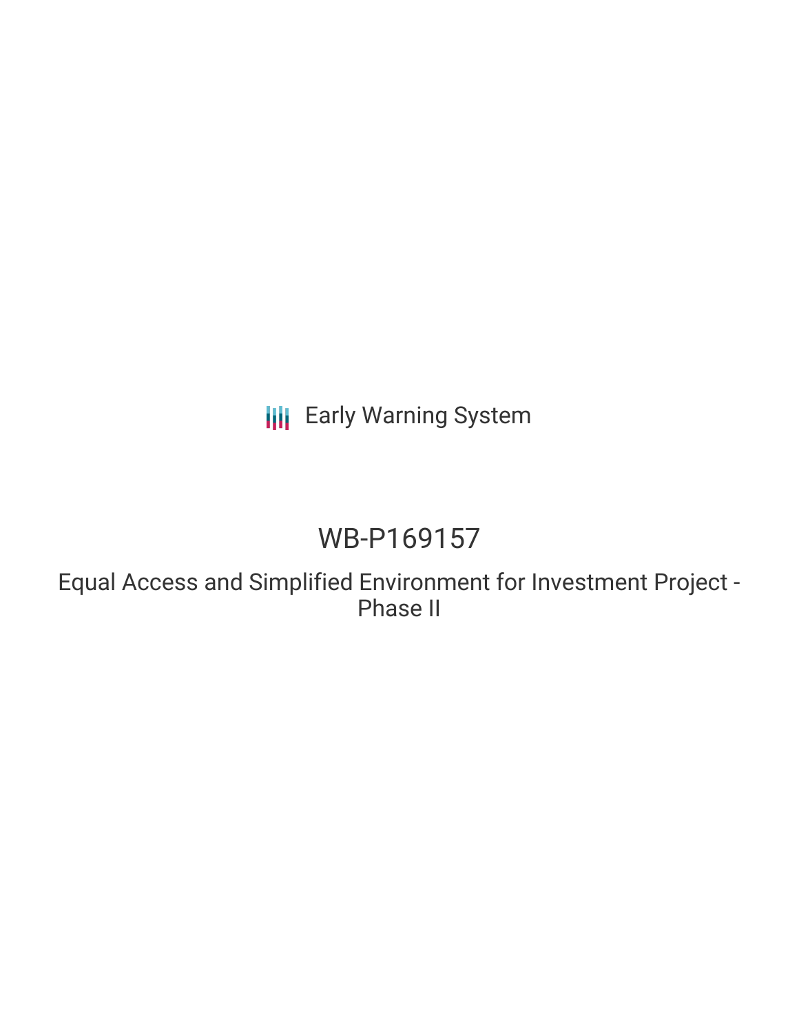Early Warning System

# WB-P169157

## Equal Access and Simplified Environment for Investment Project - Phase II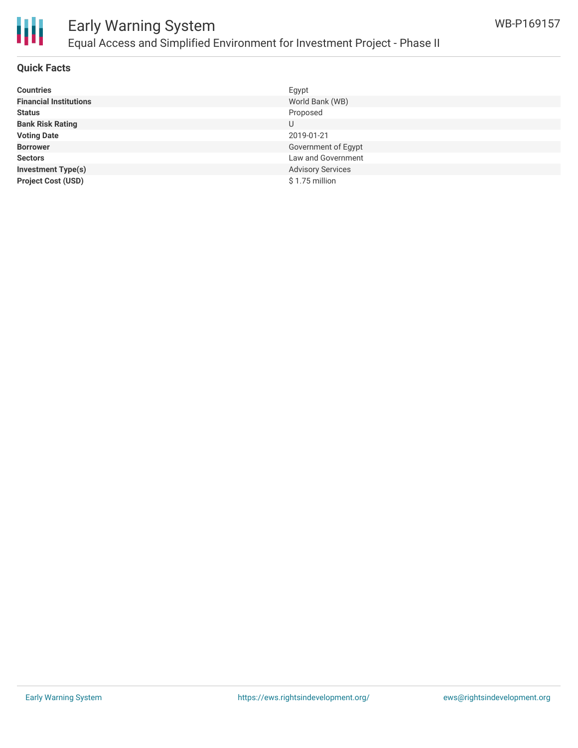# Early Warning System

## Equal Access and Simplified Environment for Investment Project - Phase II

WB-P169157

### Quick Facts

| | |
|---|---|
| **Countries** | Egypt |
| **Financial Institutions** | World Bank (WB) |
| **Status** | Proposed |
| **Bank Risk Rating** | U |
| **Voting Date** | 2019-01-21 |
| **Borrower** | Government of Egypt |
| **Sectors** | Law and Government |
| **Investment Type(s)** | Advisory Services |
| **Project Cost (USD)** | $ 1.75 million |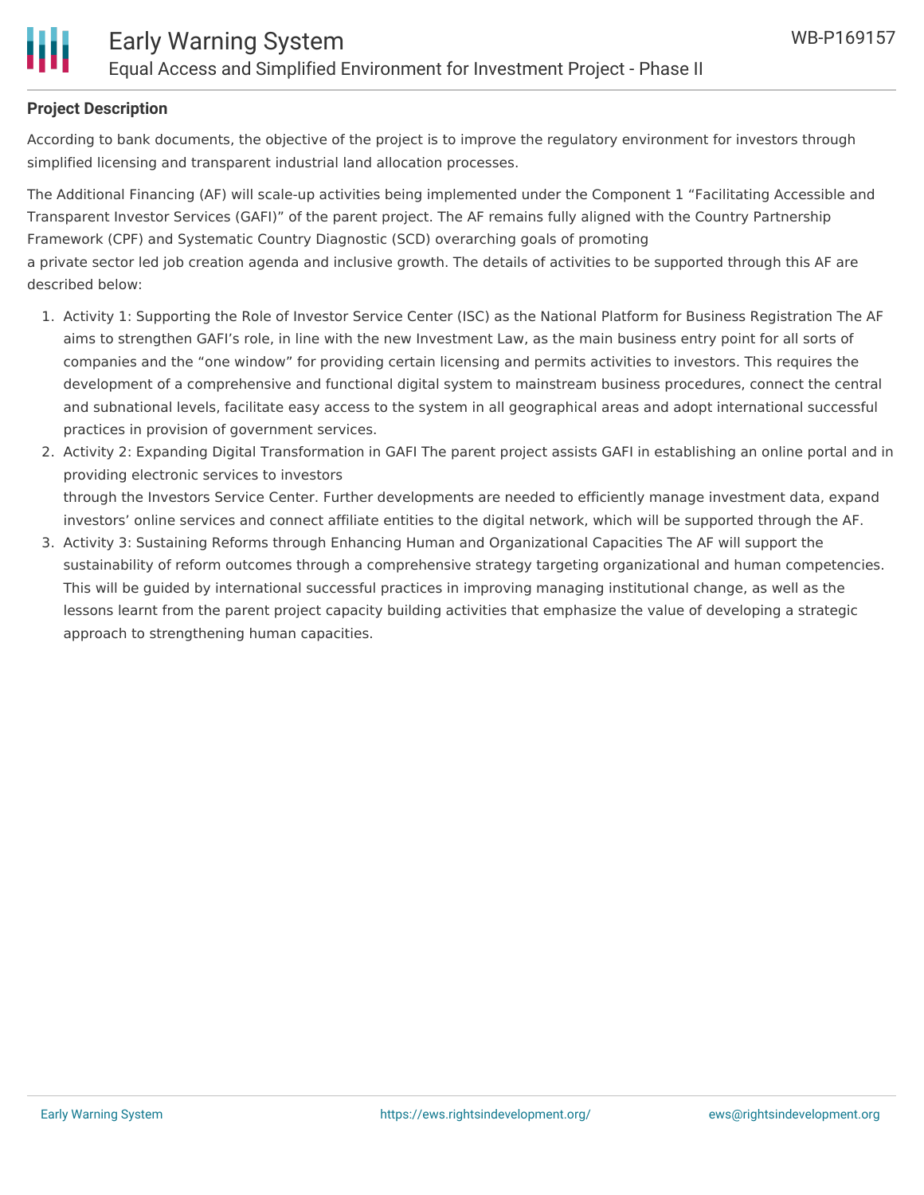## Project Description

According to bank documents, the objective of the project is to improve the regulatory environment for investors through simplified licensing and transparent industrial land allocation processes.

The Additional Financing (AF) will scale-up activities being implemented under the Component 1 "Facilitating Accessible and Transparent Investor Services (GAFI)" of the parent project. The AF remains fully aligned with the Country Partnership Framework (CPF) and Systematic Country Diagnostic (SCD) overarching goals of promoting a private sector led job creation agenda and inclusive growth. The details of activities to be supported through this AF are described below:

1. Activity 1: Supporting the Role of Investor Service Center (ISC) as the National Platform for Business Registration The AF aims to strengthen GAFI's role, in line with the new Investment Law, as the main business entry point for all sorts of companies and the "one window" for providing certain licensing and permits activities to investors. This requires the development of a comprehensive and functional digital system to mainstream business procedures, connect the central and subnational levels, facilitate easy access to the system in all geographical areas and adopt international successful practices in provision of government services.
2. Activity 2: Expanding Digital Transformation in GAFI The parent project assists GAFI in establishing an online portal and in providing electronic services to investors through the Investors Service Center. Further developments are needed to efficiently manage investment data, expand investors' online services and connect affiliate entities to the digital network, which will be supported through the AF.
3. Activity 3: Sustaining Reforms through Enhancing Human and Organizational Capacities The AF will support the sustainability of reform outcomes through a comprehensive strategy targeting organizational and human competencies. This will be guided by international successful practices in improving managing institutional change, as well as the lessons learnt from the parent project capacity building activities that emphasize the value of developing a strategic approach to strengthening human capacities.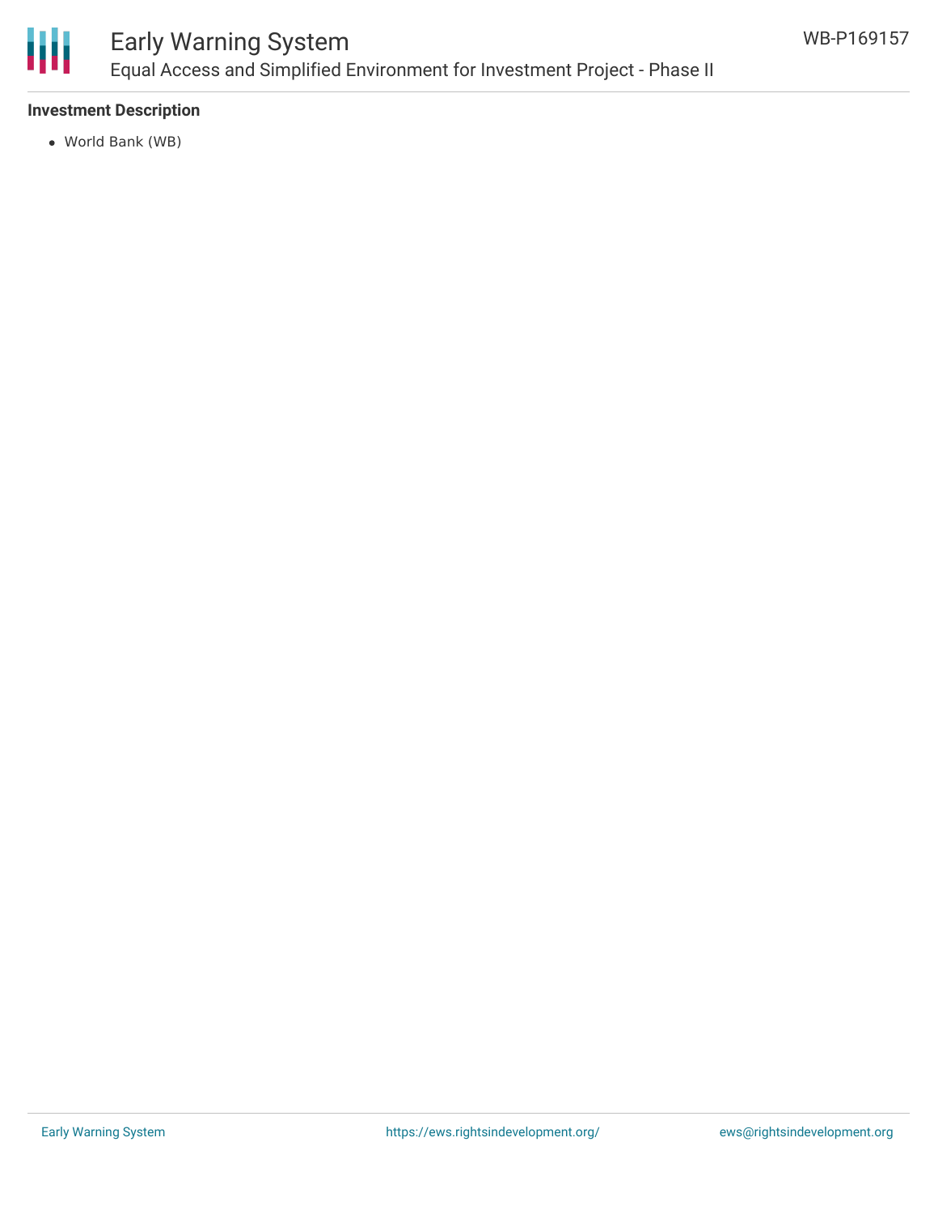### Investment Description

- World Bank (WB)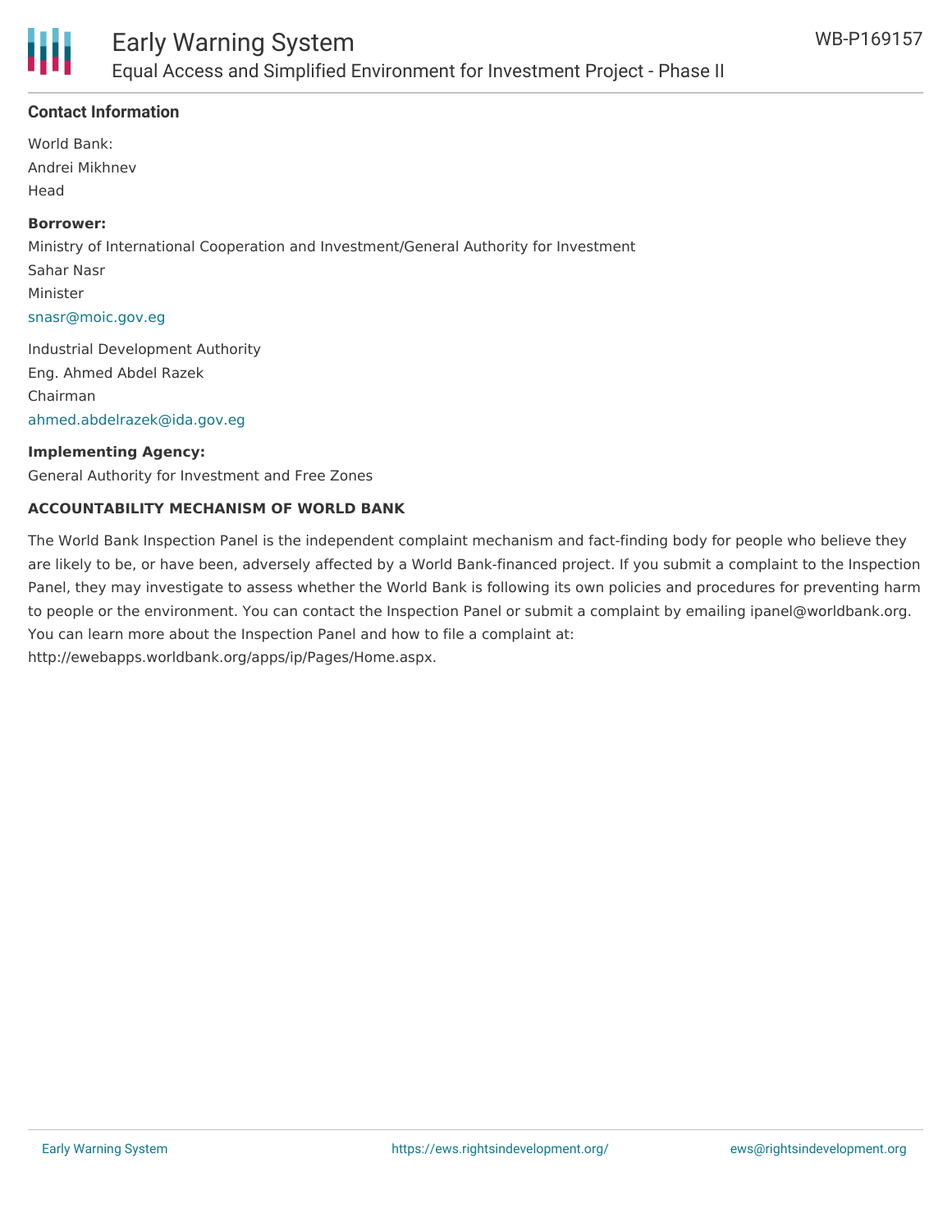### Contact Information

World Bank:
Andrei Mikhnev
Head

**Borrower:**
Ministry of International Cooperation and Investment/General Authority for Investment
Sahar Nasr
Minister
snasr@moic.gov.eg

Industrial Development Authority
Eng. Ahmed Abdel Razek
Chairman
ahmed.abdelrazek@ida.gov.eg

**Implementing Agency:**
General Authority for Investment and Free Zones

**ACCOUNTABILITY MECHANISM OF WORLD BANK**

The World Bank Inspection Panel is the independent complaint mechanism and fact-finding body for people who believe they are likely to be, or have been, adversely affected by a World Bank-financed project. If you submit a complaint to the Inspection Panel, they may investigate to assess whether the World Bank is following its own policies and procedures for preventing harm to people or the environment. You can contact the Inspection Panel or submit a complaint by emailing ipanel@worldbank.org. You can learn more about the Inspection Panel and how to file a complaint at: http://ewebapps.worldbank.org/apps/ip/Pages/Home.aspx.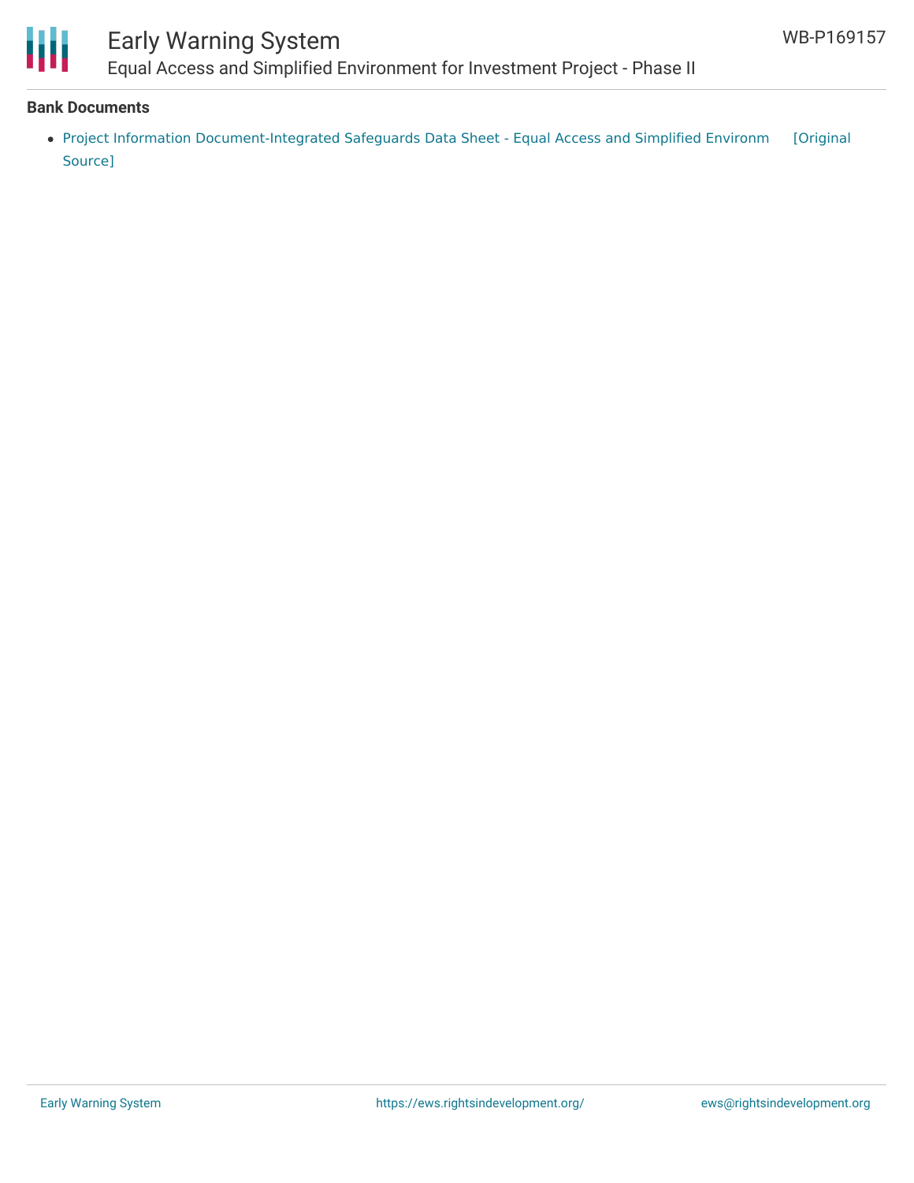## Bank Documents

- Project Information Document-Integrated Safeguards Data Sheet - Equal Access and Simplified Environm [Original Source]